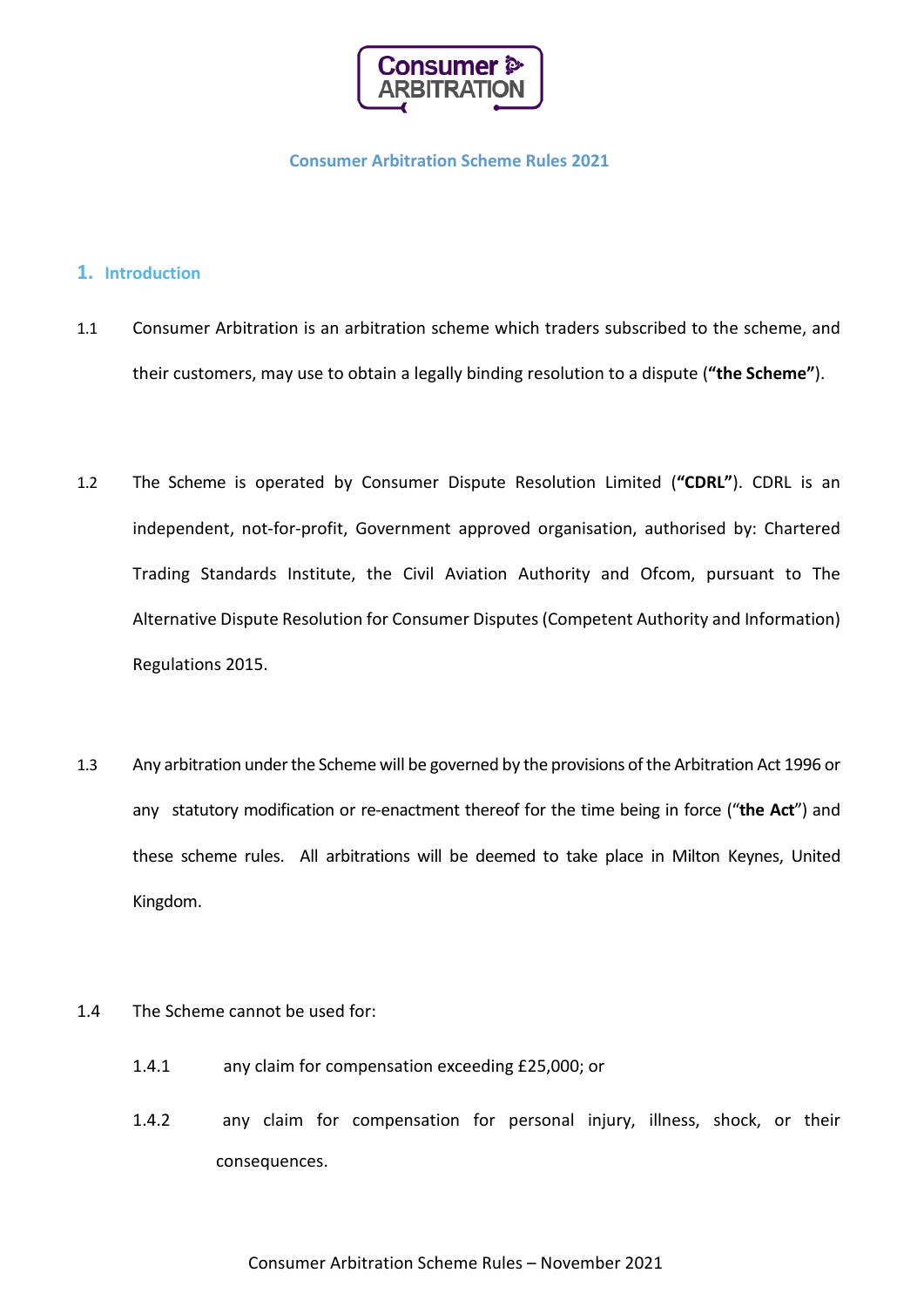# Consumer Arbitration Scheme Rules 2021

## 1. Introduction

1.1 Consumer Arbitration is an arbitration scheme which traders subscribed to the scheme, and their customers, may use to obtain a legally binding resolution to a dispute (**"the Scheme"**).

1.2 The Scheme is operated by Consumer Dispute Resolution Limited (**"CDRL"**). CDRL is an independent, not-for-profit, Government approved organisation, authorised by: Chartered Trading Standards Institute, the Civil Aviation Authority and Ofcom, pursuant to The Alternative Dispute Resolution for Consumer Disputes (Competent Authority and Information) Regulations 2015.

1.3 Any arbitration under the Scheme will be governed by the provisions of the Arbitration Act 1996 or any statutory modification or re-enactment thereof for the time being in force ("**the Act**") and these scheme rules. All arbitrations will be deemed to take place in Milton Keynes, United Kingdom.

1.4 The Scheme cannot be used for:

- 1.4.1 any claim for compensation exceeding £25,000; or
- 1.4.2 any claim for compensation for personal injury, illness, shock, or their consequences.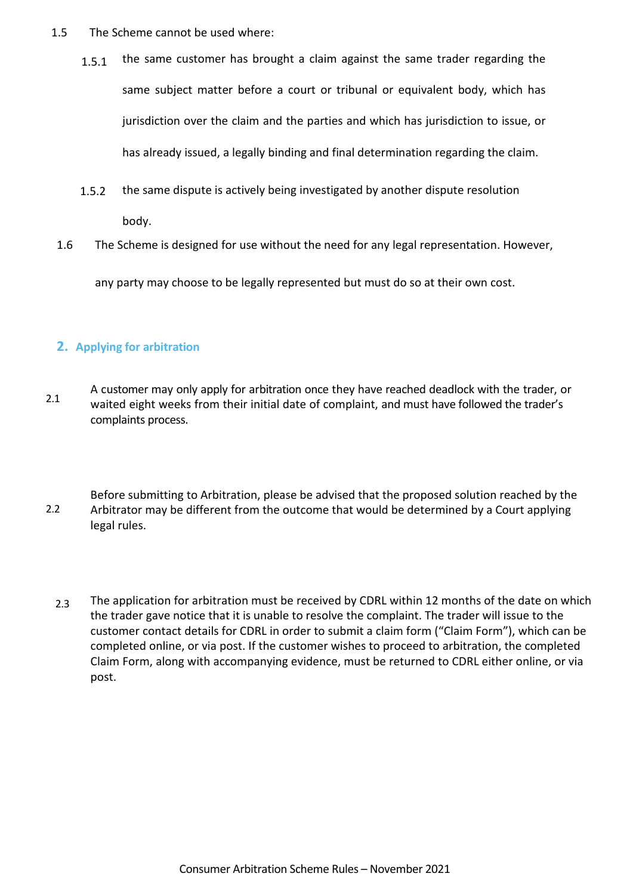1.5 The Scheme cannot be used where:

1.5.1 the same customer has brought a claim against the same trader regarding the same subject matter before a court or tribunal or equivalent body, which has jurisdiction over the claim and the parties and which has jurisdiction to issue, or has already issued, a legally binding and final determination regarding the claim.

1.5.2 the same dispute is actively being investigated by another dispute resolution body.

1.6 The Scheme is designed for use without the need for any legal representation. However, any party may choose to be legally represented but must do so at their own cost.

## 2. Applying for arbitration

2.1 A customer may only apply for arbitration once they have reached deadlock with the trader, or waited eight weeks from their initial date of complaint, and must have followed the trader's complaints process.

2.2 Before submitting to Arbitration, please be advised that the proposed solution reached by the Arbitrator may be different from the outcome that would be determined by a Court applying legal rules.

2.3 The application for arbitration must be received by CDRL within 12 months of the date on which the trader gave notice that it is unable to resolve the complaint. The trader will issue to the customer contact details for CDRL in order to submit a claim form ("Claim Form"), which can be completed online, or via post. If the customer wishes to proceed to arbitration, the completed Claim Form, along with accompanying evidence, must be returned to CDRL either online, or via post.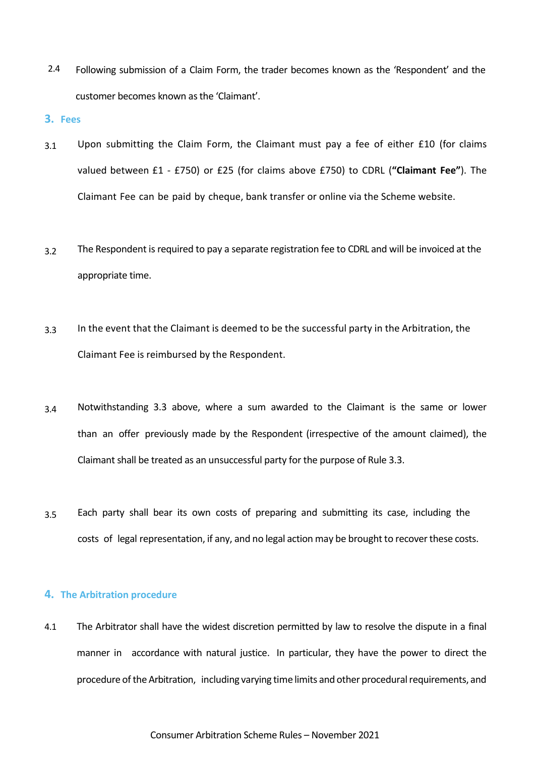2.4 Following submission of a Claim Form, the trader becomes known as the 'Respondent' and the customer becomes known as the 'Claimant'.

## 3. Fees

3.1 Upon submitting the Claim Form, the Claimant must pay a fee of either £10 (for claims valued between £1 - £750) or £25 (for claims above £750) to CDRL (**"Claimant Fee"**). The Claimant Fee can be paid by cheque, bank transfer or online via the Scheme website.

3.2 The Respondent is required to pay a separate registration fee to CDRL and will be invoiced at the appropriate time.

3.3 In the event that the Claimant is deemed to be the successful party in the Arbitration, the Claimant Fee is reimbursed by the Respondent.

3.4 Notwithstanding 3.3 above, where a sum awarded to the Claimant is the same or lower than an offer previously made by the Respondent (irrespective of the amount claimed), the Claimant shall be treated as an unsuccessful party for the purpose of Rule 3.3.

3.5 Each party shall bear its own costs of preparing and submitting its case, including the costs of legal representation, if any, and no legal action may be brought to recover these costs.

## 4. The Arbitration procedure

4.1 The Arbitrator shall have the widest discretion permitted by law to resolve the dispute in a final manner in accordance with natural justice. In particular, they have the power to direct the procedure of the Arbitration, including varying time limits and other procedural requirements, and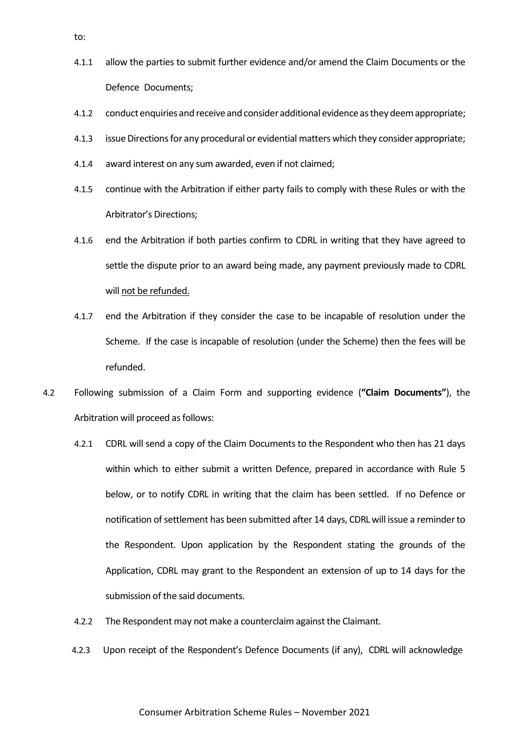to:

4.1.1 allow the parties to submit further evidence and/or amend the Claim Documents or the Defence Documents;

4.1.2 conduct enquiries and receive and consider additional evidence as they deem appropriate;

4.1.3 issue Directions for any procedural or evidential matters which they consider appropriate;

4.1.4 award interest on any sum awarded, even if not claimed;

4.1.5 continue with the Arbitration if either party fails to comply with these Rules or with the Arbitrator's Directions;

4.1.6 end the Arbitration if both parties confirm to CDRL in writing that they have agreed to settle the dispute prior to an award being made, any payment previously made to CDRL will <u>not be refunded.</u>

4.1.7 end the Arbitration if they consider the case to be incapable of resolution under the Scheme. If the case is incapable of resolution (under the Scheme) then the fees will be refunded.

4.2 Following submission of a Claim Form and supporting evidence (**"Claim Documents"**), the Arbitration will proceed as follows:

4.2.1 CDRL will send a copy of the Claim Documents to the Respondent who then has 21 days within which to either submit a written Defence, prepared in accordance with Rule 5 below, or to notify CDRL in writing that the claim has been settled. If no Defence or notification of settlement has been submitted after 14 days, CDRL will issue a reminder to the Respondent. Upon application by the Respondent stating the grounds of the Application, CDRL may grant to the Respondent an extension of up to 14 days for the submission of the said documents.

4.2.2 The Respondent may not make a counterclaim against the Claimant.

4.2.3 Upon receipt of the Respondent's Defence Documents (if any), CDRL will acknowledge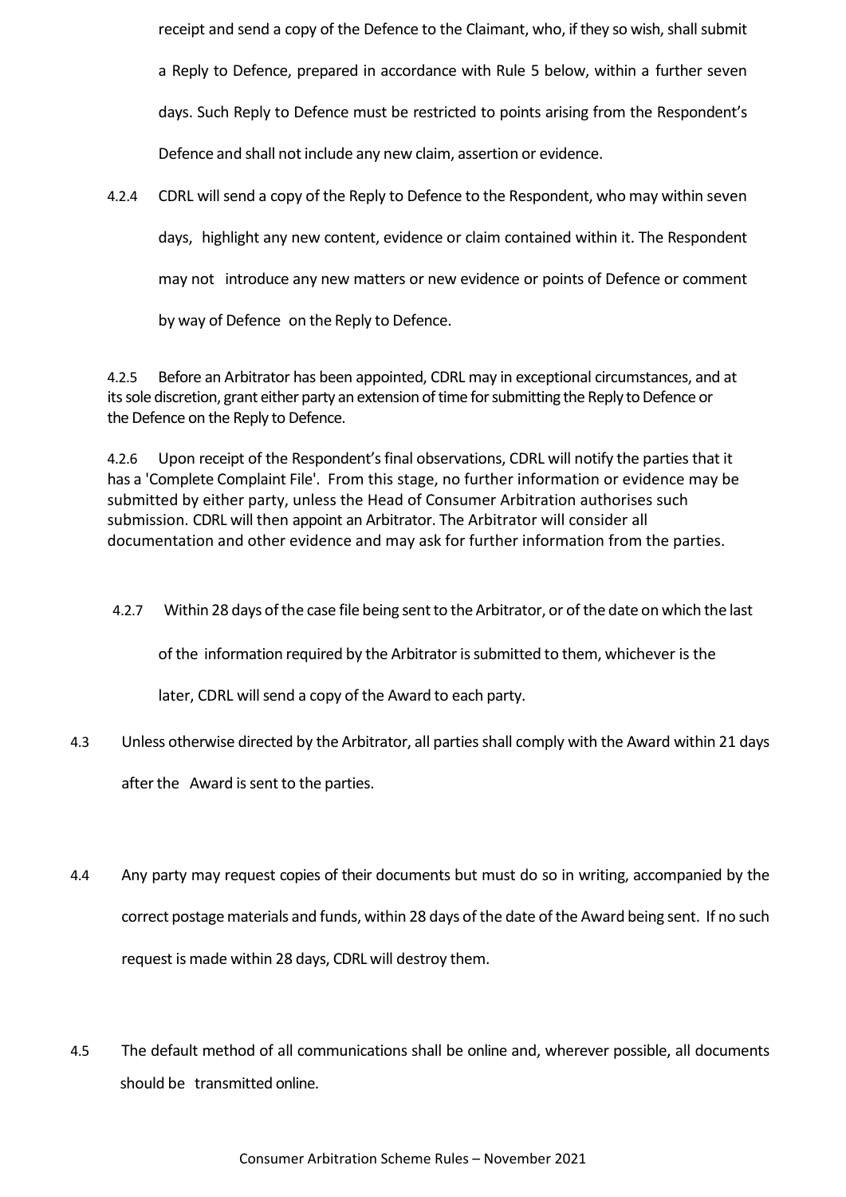receipt and send a copy of the Defence to the Claimant, who, if they so wish, shall submit a Reply to Defence, prepared in accordance with Rule 5 below, within a further seven days. Such Reply to Defence must be restricted to points arising from the Respondent's Defence and shall not include any new claim, assertion or evidence.

4.2.4 CDRL will send a copy of the Reply to Defence to the Respondent, who may within seven days, highlight any new content, evidence or claim contained within it. The Respondent may not introduce any new matters or new evidence or points of Defence or comment by way of Defence on the Reply to Defence.

4.2.5 Before an Arbitrator has been appointed, CDRL may in exceptional circumstances, and at its sole discretion, grant either party an extension of time for submitting the Reply to Defence or the Defence on the Reply to Defence.

4.2.6 Upon receipt of the Respondent's final observations, CDRL will notify the parties that it has a 'Complete Complaint File'. From this stage, no further information or evidence may be submitted by either party, unless the Head of Consumer Arbitration authorises such submission. CDRL will then appoint an Arbitrator. The Arbitrator will consider all documentation and other evidence and may ask for further information from the parties.

4.2.7 Within 28 days of the case file being sent to the Arbitrator, or of the date on which the last of the information required by the Arbitrator is submitted to them, whichever is the later, CDRL will send a copy of the Award to each party.

4.3 Unless otherwise directed by the Arbitrator, all parties shall comply with the Award within 21 days after the Award is sent to the parties.

4.4 Any party may request copies of their documents but must do so in writing, accompanied by the correct postage materials and funds, within 28 days of the date of the Award being sent. If no such request is made within 28 days, CDRL will destroy them.

4.5 The default method of all communications shall be online and, wherever possible, all documents should be transmitted online.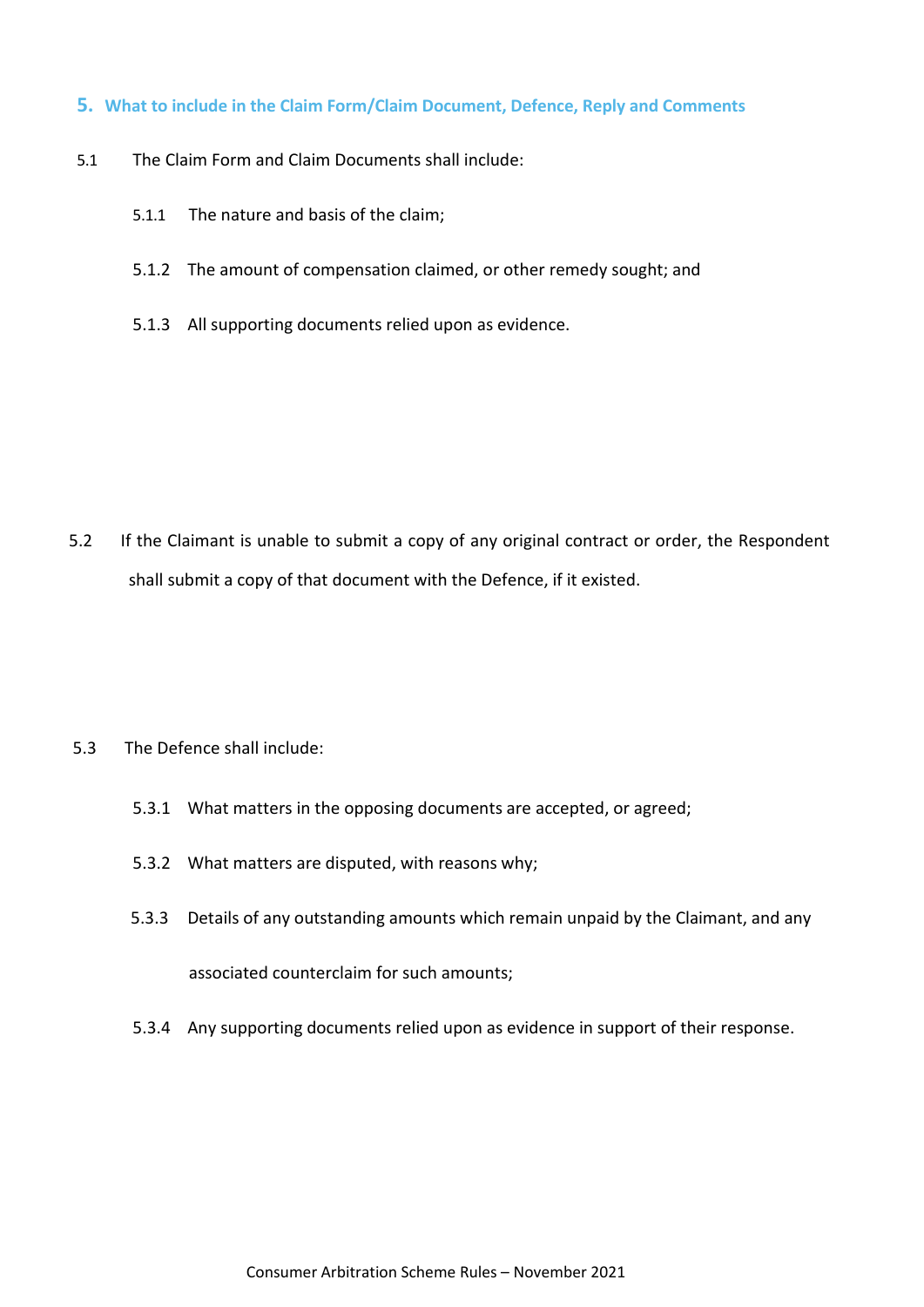## 5. What to include in the Claim Form/Claim Document, Defence, Reply and Comments

5.1 The Claim Form and Claim Documents shall include:

5.1.1 The nature and basis of the claim;

5.1.2 The amount of compensation claimed, or other remedy sought; and

5.1.3 All supporting documents relied upon as evidence.

5.2 If the Claimant is unable to submit a copy of any original contract or order, the Respondent shall submit a copy of that document with the Defence, if it existed.

5.3 The Defence shall include:

5.3.1 What matters in the opposing documents are accepted, or agreed;

5.3.2 What matters are disputed, with reasons why;

5.3.3 Details of any outstanding amounts which remain unpaid by the Claimant, and any associated counterclaim for such amounts;

5.3.4 Any supporting documents relied upon as evidence in support of their response.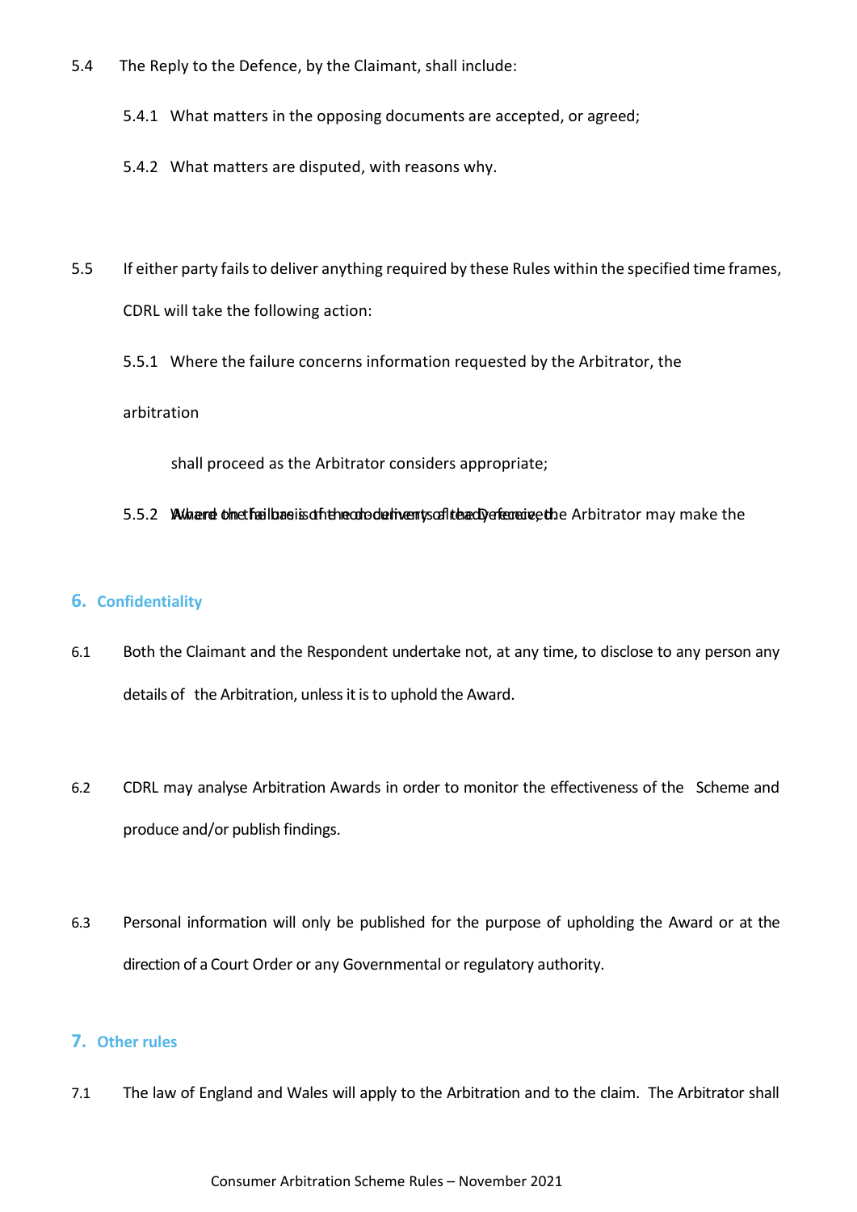5.4 The Reply to the Defence, by the Claimant, shall include:

5.4.1 What matters in the opposing documents are accepted, or agreed;

5.4.2 What matters are disputed, with reasons why.

5.5 If either party fails to deliver anything required by these Rules within the specified time frames, CDRL will take the following action:

5.5.1 Where the failure concerns information requested by the Arbitrator, the arbitration shall proceed as the Arbitrator considers appropriate;

5.5.2 Where the failure is the non-delivery of the Defence, the Arbitrator may make the Award on the basis of the documents already received.

## 6. Confidentiality

6.1 Both the Claimant and the Respondent undertake not, at any time, to disclose to any person any details of the Arbitration, unless it is to uphold the Award.

6.2 CDRL may analyse Arbitration Awards in order to monitor the effectiveness of the Scheme and produce and/or publish findings.

6.3 Personal information will only be published for the purpose of upholding the Award or at the direction of a Court Order or any Governmental or regulatory authority.

## 7. Other rules

7.1 The law of England and Wales will apply to the Arbitration and to the claim. The Arbitrator shall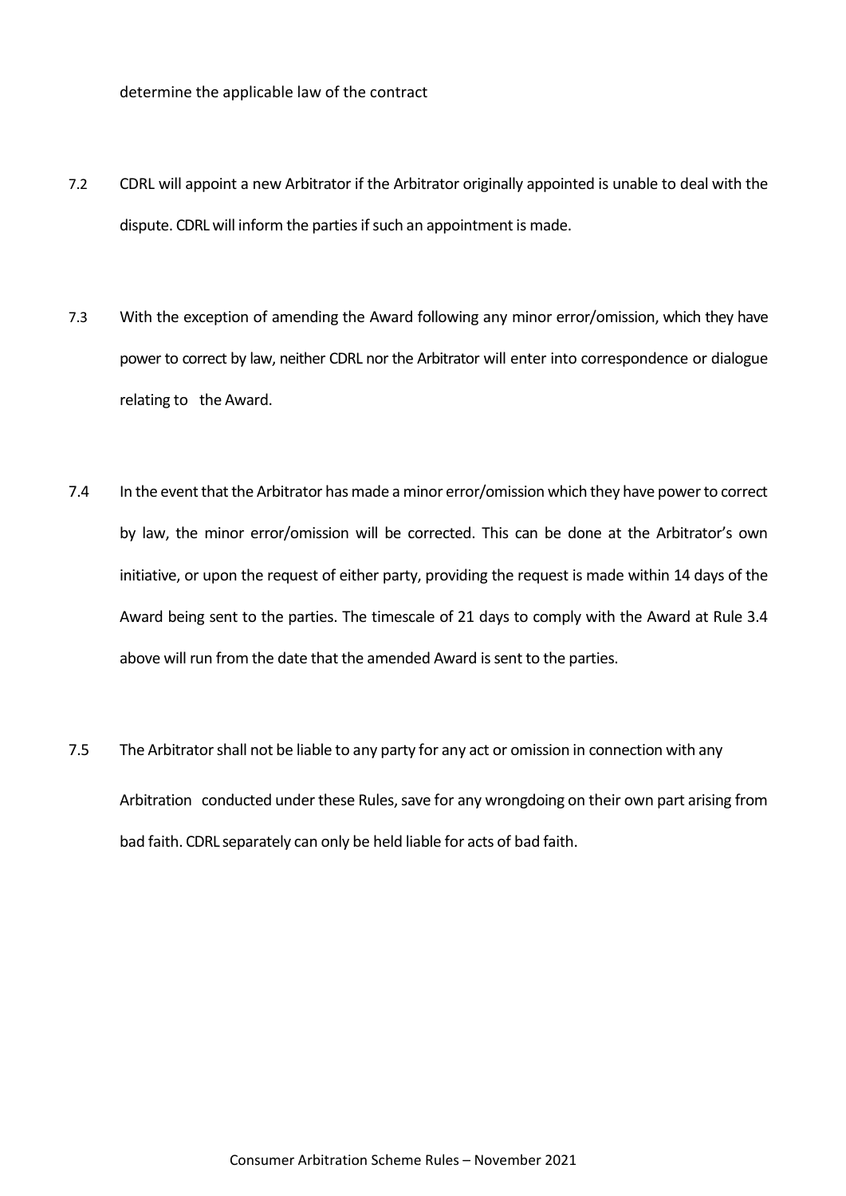determine the applicable law of the contract

7.2 CDRL will appoint a new Arbitrator if the Arbitrator originally appointed is unable to deal with the dispute. CDRL will inform the parties if such an appointment is made.

7.3 With the exception of amending the Award following any minor error/omission, which they have power to correct by law, neither CDRL nor the Arbitrator will enter into correspondence or dialogue relating to the Award.

7.4 In the event that the Arbitrator has made a minor error/omission which they have power to correct by law, the minor error/omission will be corrected. This can be done at the Arbitrator's own initiative, or upon the request of either party, providing the request is made within 14 days of the Award being sent to the parties. The timescale of 21 days to comply with the Award at Rule 3.4 above will run from the date that the amended Award is sent to the parties.

7.5 The Arbitrator shall not be liable to any party for any act or omission in connection with any Arbitration conducted under these Rules, save for any wrongdoing on their own part arising from bad faith. CDRL separately can only be held liable for acts of bad faith.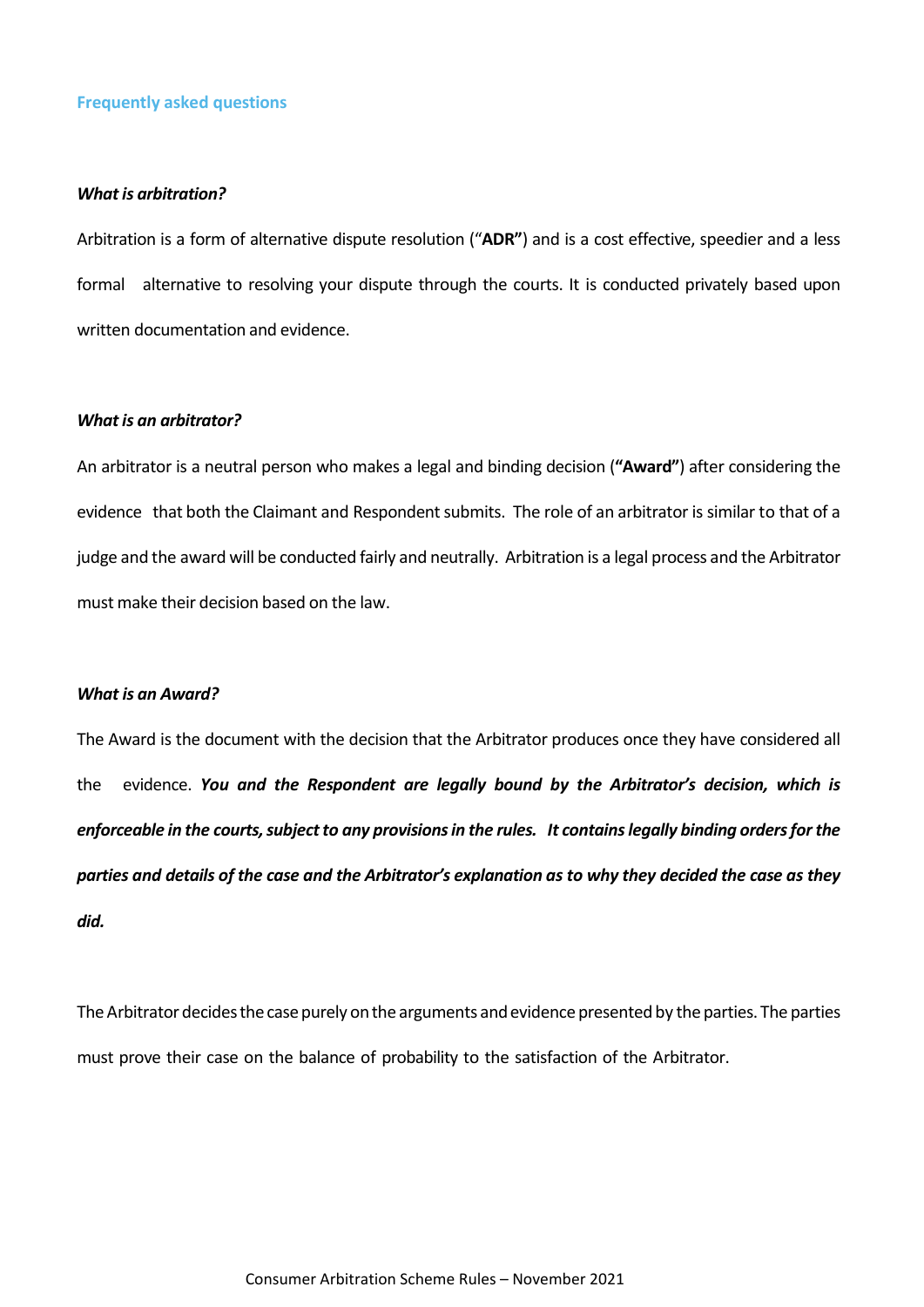## Frequently asked questions

***What is arbitration?***

Arbitration is a form of alternative dispute resolution ("**ADR"**) and is a cost effective, speedier and a less formal alternative to resolving your dispute through the courts. It is conducted privately based upon written documentation and evidence.

***What is an arbitrator?***

An arbitrator is a neutral person who makes a legal and binding decision (**"Award"**) after considering the evidence that both the Claimant and Respondent submits. The role of an arbitrator is similar to that of a judge and the award will be conducted fairly and neutrally. Arbitration is a legal process and the Arbitrator must make their decision based on the law.

***What is an Award?***

The Award is the document with the decision that the Arbitrator produces once they have considered all the evidence. ***You and the Respondent are legally bound by the Arbitrator's decision, which is enforceable in the courts, subject to any provisions in the rules. It contains legally binding orders for the parties and details of the case and the Arbitrator's explanation as to why they decided the case as they did.***

The Arbitrator decides the case purely on the arguments and evidence presented by the parties. The parties must prove their case on the balance of probability to the satisfaction of the Arbitrator.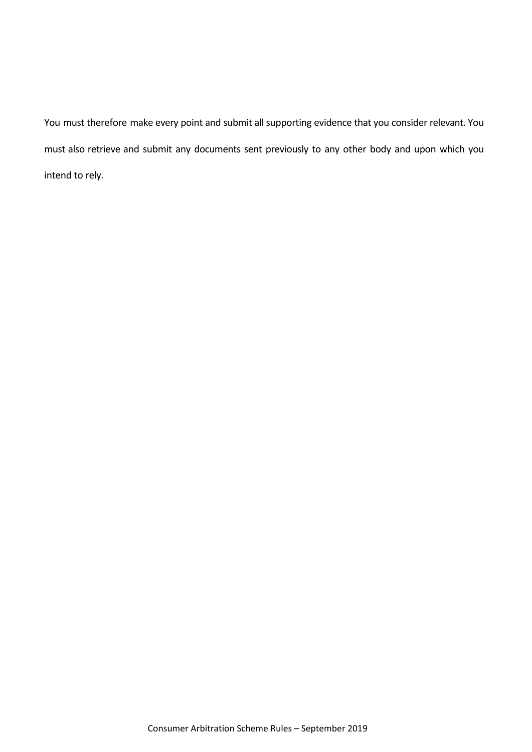You must therefore make every point and submit all supporting evidence that you consider relevant. You must also retrieve and submit any documents sent previously to any other body and upon which you intend to rely.